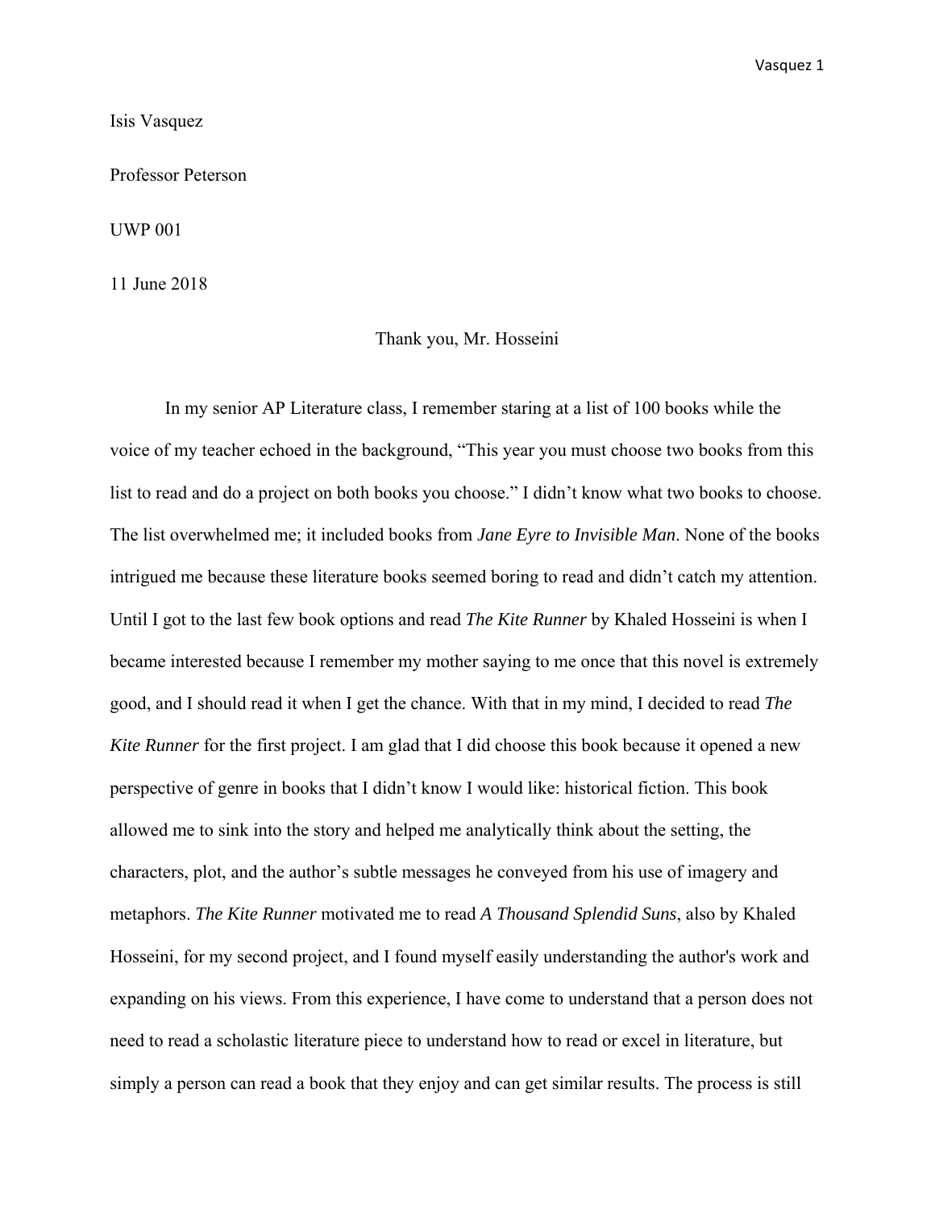Isis Vasquez

Professor Peterson

UWP 001

11 June 2018

Thank you, Mr. Hosseini

In my senior AP Literature class, I remember staring at a list of 100 books while the voice of my teacher echoed in the background, "This year you must choose two books from this list to read and do a project on both books you choose." I didn't know what two books to choose. The list overwhelmed me; it included books from *Jane Eyre to Invisible Man*. None of the books intrigued me because these literature books seemed boring to read and didn't catch my attention. Until I got to the last few book options and read *The Kite Runner* by Khaled Hosseini is when I became interested because I remember my mother saying to me once that this novel is extremely good, and I should read it when I get the chance. With that in my mind, I decided to read *The Kite Runner* for the first project. I am glad that I did choose this book because it opened a new perspective of genre in books that I didn't know I would like: historical fiction. This book allowed me to sink into the story and helped me analytically think about the setting, the characters, plot, and the author's subtle messages he conveyed from his use of imagery and metaphors. *The Kite Runner* motivated me to read *A Thousand Splendid Suns*, also by Khaled Hosseini, for my second project, and I found myself easily understanding the author's work and expanding on his views. From this experience, I have come to understand that a person does not need to read a scholastic literature piece to understand how to read or excel in literature, but simply a person can read a book that they enjoy and can get similar results. The process is still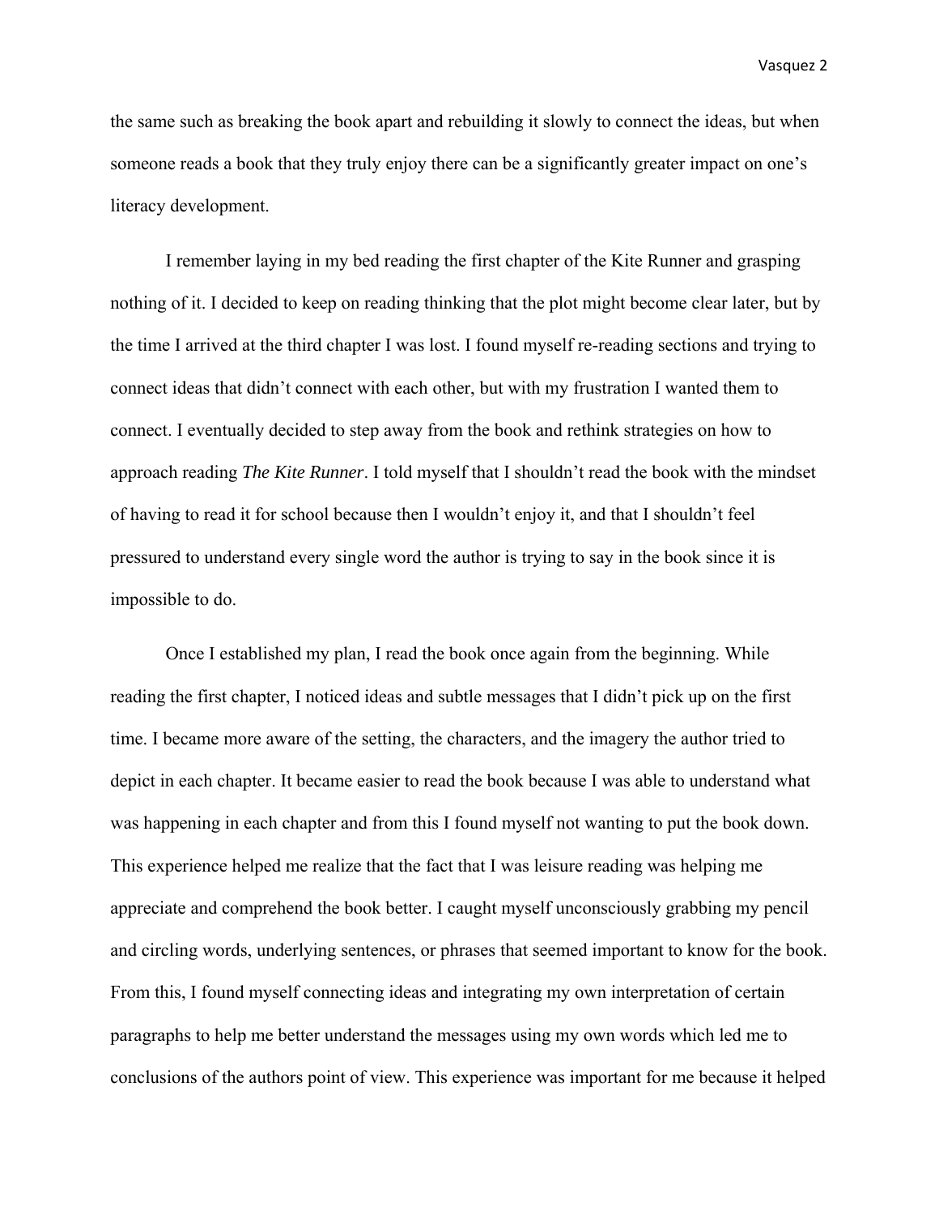the same such as breaking the book apart and rebuilding it slowly to connect the ideas, but when someone reads a book that they truly enjoy there can be a significantly greater impact on one's literacy development.

I remember laying in my bed reading the first chapter of the Kite Runner and grasping nothing of it. I decided to keep on reading thinking that the plot might become clear later, but by the time I arrived at the third chapter I was lost. I found myself re-reading sections and trying to connect ideas that didn't connect with each other, but with my frustration I wanted them to connect. I eventually decided to step away from the book and rethink strategies on how to approach reading *The Kite Runner*. I told myself that I shouldn't read the book with the mindset of having to read it for school because then I wouldn't enjoy it, and that I shouldn't feel pressured to understand every single word the author is trying to say in the book since it is impossible to do.

Once I established my plan, I read the book once again from the beginning. While reading the first chapter, I noticed ideas and subtle messages that I didn't pick up on the first time. I became more aware of the setting, the characters, and the imagery the author tried to depict in each chapter. It became easier to read the book because I was able to understand what was happening in each chapter and from this I found myself not wanting to put the book down. This experience helped me realize that the fact that I was leisure reading was helping me appreciate and comprehend the book better. I caught myself unconsciously grabbing my pencil and circling words, underlying sentences, or phrases that seemed important to know for the book. From this, I found myself connecting ideas and integrating my own interpretation of certain paragraphs to help me better understand the messages using my own words which led me to conclusions of the authors point of view. This experience was important for me because it helped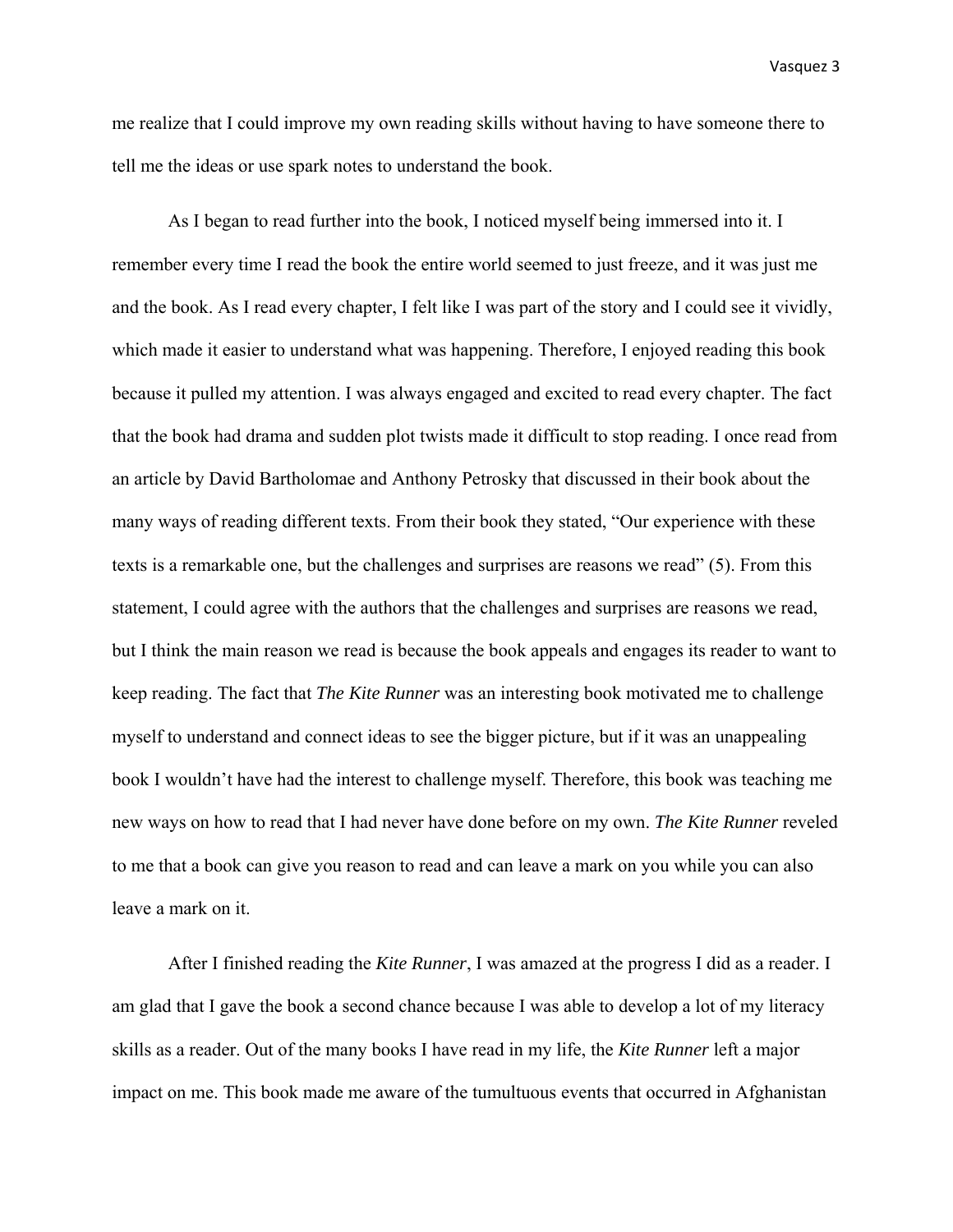me realize that I could improve my own reading skills without having to have someone there to tell me the ideas or use spark notes to understand the book.

As I began to read further into the book, I noticed myself being immersed into it. I remember every time I read the book the entire world seemed to just freeze, and it was just me and the book. As I read every chapter, I felt like I was part of the story and I could see it vividly, which made it easier to understand what was happening. Therefore, I enjoyed reading this book because it pulled my attention. I was always engaged and excited to read every chapter. The fact that the book had drama and sudden plot twists made it difficult to stop reading. I once read from an article by David Bartholomae and Anthony Petrosky that discussed in their book about the many ways of reading different texts. From their book they stated, "Our experience with these texts is a remarkable one, but the challenges and surprises are reasons we read" (5). From this statement, I could agree with the authors that the challenges and surprises are reasons we read, but I think the main reason we read is because the book appeals and engages its reader to want to keep reading. The fact that *The Kite Runner* was an interesting book motivated me to challenge myself to understand and connect ideas to see the bigger picture, but if it was an unappealing book I wouldn't have had the interest to challenge myself. Therefore, this book was teaching me new ways on how to read that I had never have done before on my own. *The Kite Runner* reveled to me that a book can give you reason to read and can leave a mark on you while you can also leave a mark on it.

After I finished reading the *Kite Runner*, I was amazed at the progress I did as a reader. I am glad that I gave the book a second chance because I was able to develop a lot of my literacy skills as a reader. Out of the many books I have read in my life, the *Kite Runner* left a major impact on me. This book made me aware of the tumultuous events that occurred in Afghanistan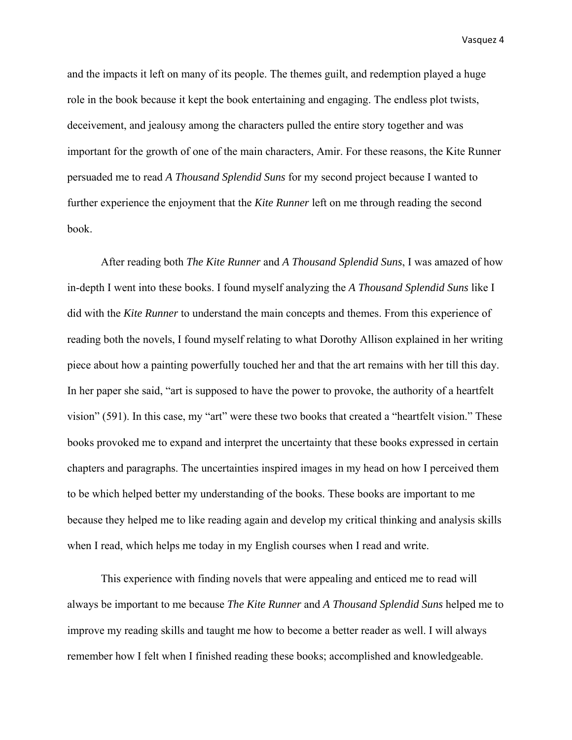and the impacts it left on many of its people. The themes guilt, and redemption played a huge role in the book because it kept the book entertaining and engaging. The endless plot twists, deceivement, and jealousy among the characters pulled the entire story together and was important for the growth of one of the main characters, Amir. For these reasons, the Kite Runner persuaded me to read *A Thousand Splendid Suns* for my second project because I wanted to further experience the enjoyment that the *Kite Runner* left on me through reading the second book.

After reading both *The Kite Runner* and *A Thousand Splendid Suns*, I was amazed of how in-depth I went into these books. I found myself analyzing the *A Thousand Splendid Suns* like I did with the *Kite Runner* to understand the main concepts and themes. From this experience of reading both the novels, I found myself relating to what Dorothy Allison explained in her writing piece about how a painting powerfully touched her and that the art remains with her till this day. In her paper she said, "art is supposed to have the power to provoke, the authority of a heartfelt vision" (591). In this case, my "art" were these two books that created a "heartfelt vision." These books provoked me to expand and interpret the uncertainty that these books expressed in certain chapters and paragraphs. The uncertainties inspired images in my head on how I perceived them to be which helped better my understanding of the books. These books are important to me because they helped me to like reading again and develop my critical thinking and analysis skills when I read, which helps me today in my English courses when I read and write.

This experience with finding novels that were appealing and enticed me to read will always be important to me because *The Kite Runner* and *A Thousand Splendid Suns* helped me to improve my reading skills and taught me how to become a better reader as well. I will always remember how I felt when I finished reading these books; accomplished and knowledgeable.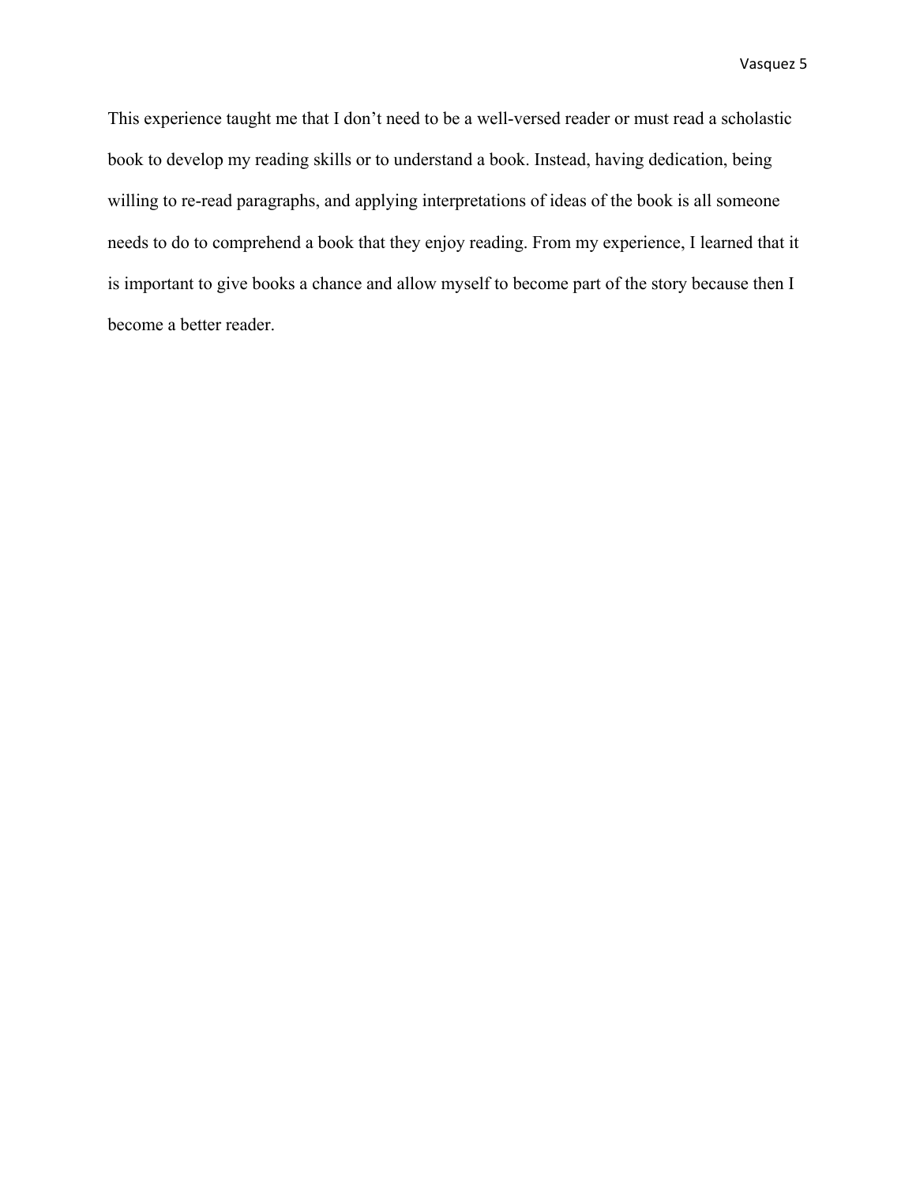This experience taught me that I don’t need to be a well-versed reader or must read a scholastic book to develop my reading skills or to understand a book. Instead, having dedication, being willing to re-read paragraphs, and applying interpretations of ideas of the book is all someone needs to do to comprehend a book that they enjoy reading. From my experience, I learned that it is important to give books a chance and allow myself to become part of the story because then I become a better reader.